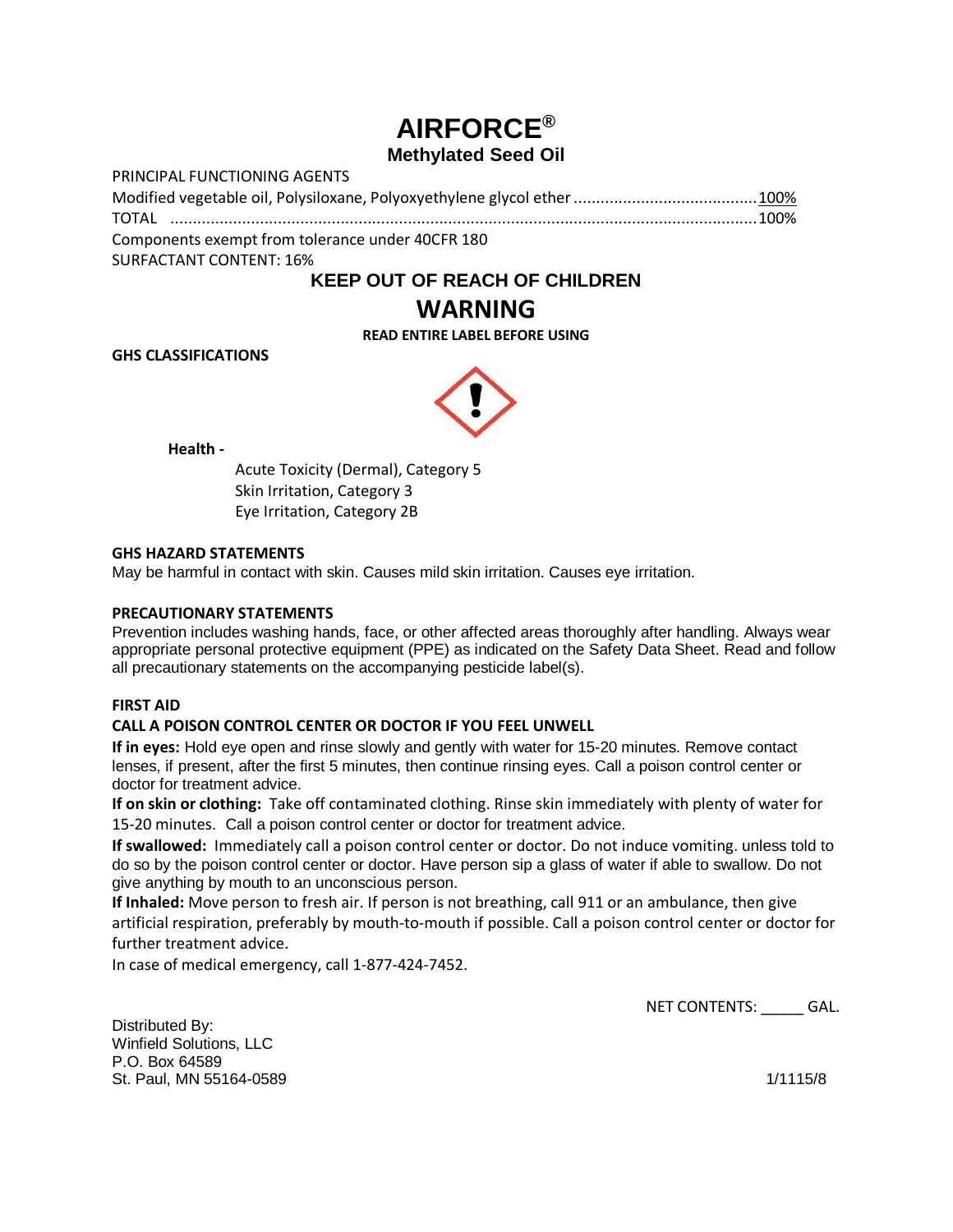# AIRFORCE®

## Methylated Seed Oil

PRINCIPAL FUNCTIONING AGENTS

| | |
|---|---|
| Modified vegetable oil, Polysiloxane, Polyoxyethylene glycol ether | 100% |
| TOTAL | 100% |

Components exempt from tolerance under 40CFR 180

SURFACTANT CONTENT: 16%

## KEEP OUT OF REACH OF CHILDREN

## WARNING

**READ ENTIRE LABEL BEFORE USING**

**GHS CLASSIFICATIONS**

**Health -**

Acute Toxicity (Dermal), Category 5
Skin Irritation, Category 3
Eye Irritation, Category 2B

**GHS HAZARD STATEMENTS**

May be harmful in contact with skin. Causes mild skin irritation. Causes eye irritation.

**PRECAUTIONARY STATEMENTS**

Prevention includes washing hands, face, or other affected areas thoroughly after handling. Always wear appropriate personal protective equipment (PPE) as indicated on the Safety Data Sheet. Read and follow all precautionary statements on the accompanying pesticide label(s).

**FIRST AID**

**CALL A POISON CONTROL CENTER OR DOCTOR IF YOU FEEL UNWELL**

**If in eyes:** Hold eye open and rinse slowly and gently with water for 15-20 minutes. Remove contact lenses, if present, after the first 5 minutes, then continue rinsing eyes. Call a poison control center or doctor for treatment advice.

**If on skin or clothing:** Take off contaminated clothing. Rinse skin immediately with plenty of water for 15-20 minutes. Call a poison control center or doctor for treatment advice.

**If swallowed:** Immediately call a poison control center or doctor. Do not induce vomiting. unless told to do so by the poison control center or doctor. Have person sip a glass of water if able to swallow. Do not give anything by mouth to an unconscious person.

**If Inhaled:** Move person to fresh air. If person is not breathing, call 911 or an ambulance, then give artificial respiration, preferably by mouth-to-mouth if possible. Call a poison control center or doctor for further treatment advice.

In case of medical emergency, call 1-877-424-7452.

NET CONTENTS: _____ GAL.

Distributed By:
Winfield Solutions, LLC
P.O. Box 64589
St. Paul, MN 55164-0589

1/1115/8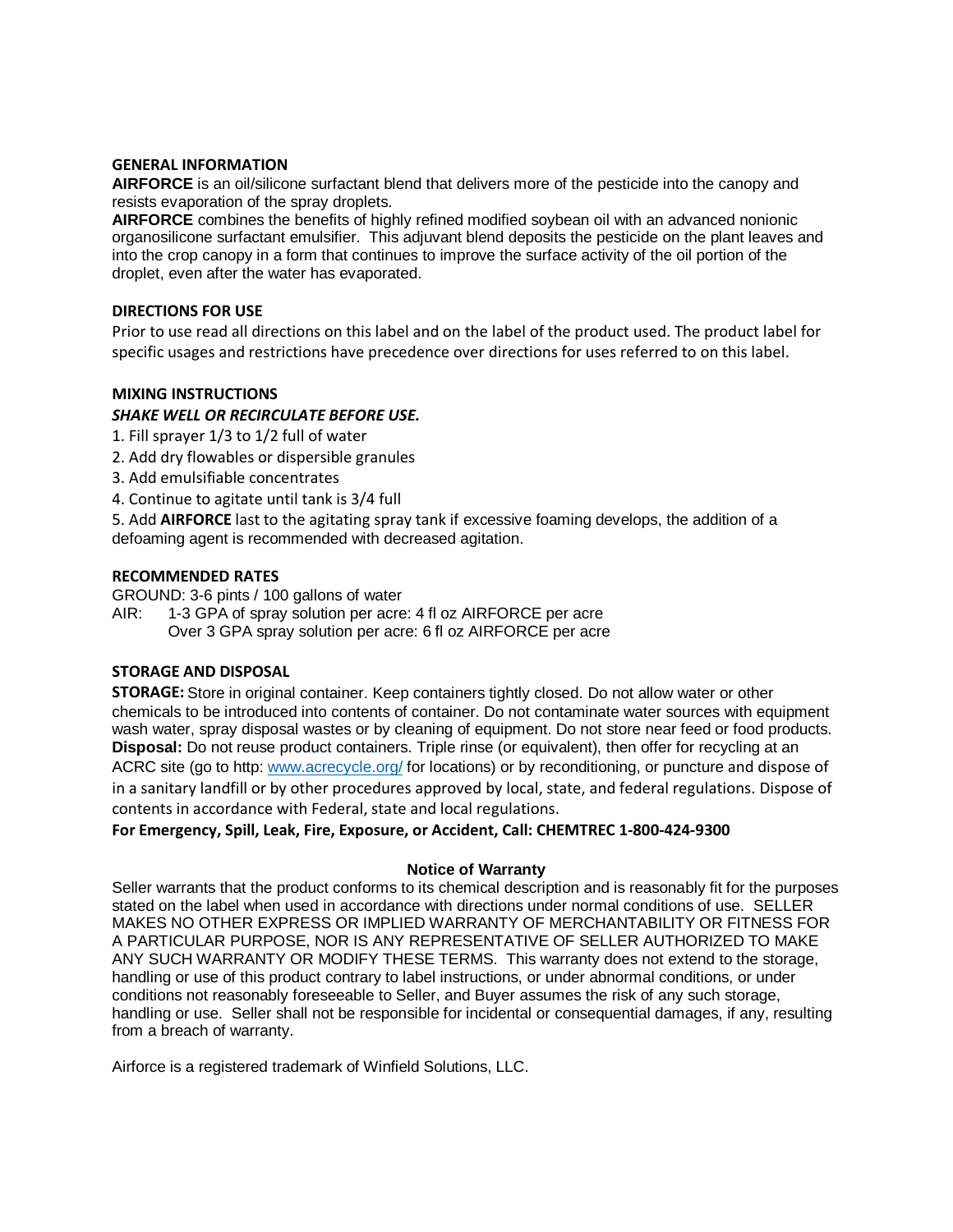## GENERAL INFORMATION

**AIRFORCE** is an oil/silicone surfactant blend that delivers more of the pesticide into the canopy and resists evaporation of the spray droplets.

**AIRFORCE** combines the benefits of highly refined modified soybean oil with an advanced nonionic organosilicone surfactant emulsifier. This adjuvant blend deposits the pesticide on the plant leaves and into the crop canopy in a form that continues to improve the surface activity of the oil portion of the droplet, even after the water has evaporated.

## DIRECTIONS FOR USE

Prior to use read all directions on this label and on the label of the product used. The product label for specific usages and restrictions have precedence over directions for uses referred to on this label.

## MIXING INSTRUCTIONS

***SHAKE WELL OR RECIRCULATE BEFORE USE.***

1. Fill sprayer 1/3 to 1/2 full of water
2. Add dry flowables or dispersible granules
3. Add emulsifiable concentrates
4. Continue to agitate until tank is 3/4 full
5. Add **AIRFORCE** last to the agitating spray tank if excessive foaming develops, the addition of a defoaming agent is recommended with decreased agitation.

## RECOMMENDED RATES

GROUND: 3-6 pints / 100 gallons of water

AIR: 1-3 GPA of spray solution per acre: 4 fl oz AIRFORCE per acre
Over 3 GPA spray solution per acre: 6 fl oz AIRFORCE per acre

## STORAGE AND DISPOSAL

**STORAGE:** Store in original container. Keep containers tightly closed. Do not allow water or other chemicals to be introduced into contents of container. Do not contaminate water sources with equipment wash water, spray disposal wastes or by cleaning of equipment. Do not store near feed or food products.
**Disposal:** Do not reuse product containers. Triple rinse (or equivalent), then offer for recycling at an ACRC site (go to http: www.acrecycle.org/ for locations) or by reconditioning, or puncture and dispose of in a sanitary landfill or by other procedures approved by local, state, and federal regulations. Dispose of contents in accordance with Federal, state and local regulations.

**For Emergency, Spill, Leak, Fire, Exposure, or Accident, Call: CHEMTREC 1-800-424-9300**

### Notice of Warranty

Seller warrants that the product conforms to its chemical description and is reasonably fit for the purposes stated on the label when used in accordance with directions under normal conditions of use. SELLER MAKES NO OTHER EXPRESS OR IMPLIED WARRANTY OF MERCHANTABILITY OR FITNESS FOR A PARTICULAR PURPOSE, NOR IS ANY REPRESENTATIVE OF SELLER AUTHORIZED TO MAKE ANY SUCH WARRANTY OR MODIFY THESE TERMS. This warranty does not extend to the storage, handling or use of this product contrary to label instructions, or under abnormal conditions, or under conditions not reasonably foreseeable to Seller, and Buyer assumes the risk of any such storage, handling or use. Seller shall not be responsible for incidental or consequential damages, if any, resulting from a breach of warranty.

Airforce is a registered trademark of Winfield Solutions, LLC.